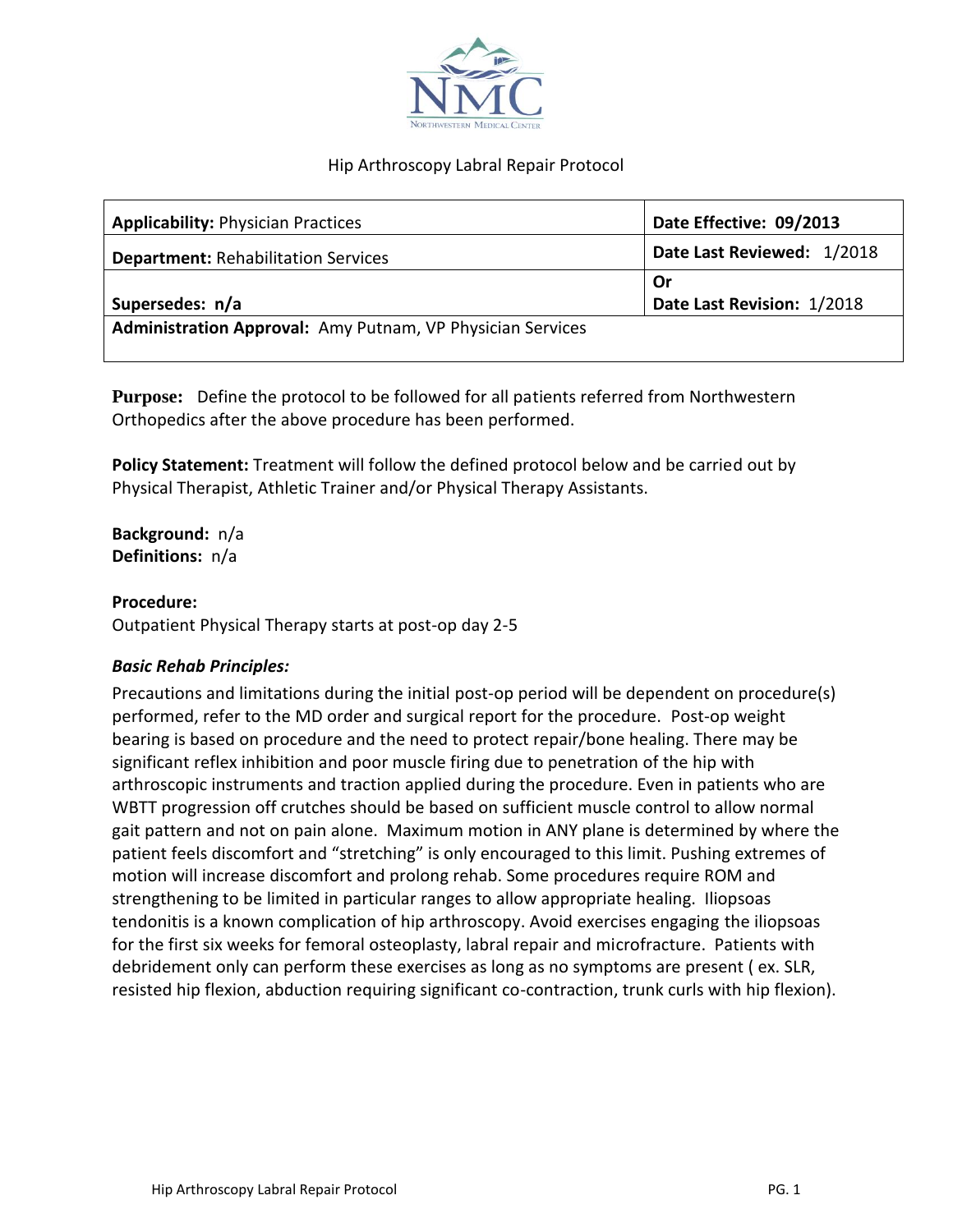# Hip Arthroscopy Labral Repair Protocol

| **Applicability:** Physician Practices | **Date Effective: 09/2013** |
|---|---|
| **Department:** Rehabilitation Services | **Date Last Reviewed:** 1/2018 |
| **Supersedes: n/a** | **Or** **Date Last Revision:** 1/2018 |
| **Administration Approval:** Amy Putnam, VP Physician Services | |

**Purpose:** Define the protocol to be followed for all patients referred from Northwestern Orthopedics after the above procedure has been performed.

**Policy Statement:** Treatment will follow the defined protocol below and be carried out by Physical Therapist, Athletic Trainer and/or Physical Therapy Assistants.

**Background:** n/a
**Definitions:** n/a

**Procedure:**
Outpatient Physical Therapy starts at post-op day 2-5

***Basic Rehab Principles:***

Precautions and limitations during the initial post-op period will be dependent on procedure(s) performed, refer to the MD order and surgical report for the procedure. Post-op weight bearing is based on procedure and the need to protect repair/bone healing. There may be significant reflex inhibition and poor muscle firing due to penetration of the hip with arthroscopic instruments and traction applied during the procedure. Even in patients who are WBTT progression off crutches should be based on sufficient muscle control to allow normal gait pattern and not on pain alone. Maximum motion in ANY plane is determined by where the patient feels discomfort and "stretching" is only encouraged to this limit. Pushing extremes of motion will increase discomfort and prolong rehab. Some procedures require ROM and strengthening to be limited in particular ranges to allow appropriate healing. Iliopsoas tendonitis is a known complication of hip arthroscopy. Avoid exercises engaging the iliopsoas for the first six weeks for femoral osteoplasty, labral repair and microfracture. Patients with debridement only can perform these exercises as long as no symptoms are present ( ex. SLR, resisted hip flexion, abduction requiring significant co-contraction, trunk curls with hip flexion).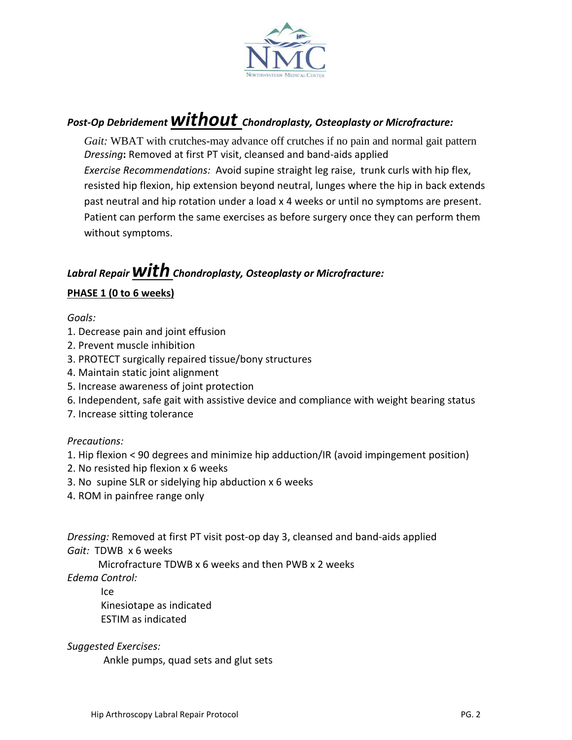### *Post-Op Debridement* ***without*** *Chondroplasty, Osteoplasty or Microfracture:*

*Gait:* WBAT with crutches-may advance off crutches if no pain and normal gait pattern
*Dressing*: Removed at first PT visit, cleansed and band-aids applied
*Exercise Recommendations:* Avoid supine straight leg raise, trunk curls with hip flex, resisted hip flexion, hip extension beyond neutral, lunges where the hip in back extends past neutral and hip rotation under a load x 4 weeks or until no symptoms are present. Patient can perform the same exercises as before surgery once they can perform them without symptoms.

### *Labral Repair* ***with*** *Chondroplasty, Osteoplasty or Microfracture:*

**PHASE 1 (0 to 6 weeks)**

*Goals:*

1. Decrease pain and joint effusion
2. Prevent muscle inhibition
3. PROTECT surgically repaired tissue/bony structures
4. Maintain static joint alignment
5. Increase awareness of joint protection
6. Independent, safe gait with assistive device and compliance with weight bearing status
7. Increase sitting tolerance

*Precautions:*

1. Hip flexion < 90 degrees and minimize hip adduction/IR (avoid impingement position)
2. No resisted hip flexion x 6 weeks
3. No supine SLR or sidelying hip abduction x 6 weeks
4. ROM in painfree range only

*Dressing:* Removed at first PT visit post-op day 3, cleansed and band-aids applied
*Gait:* TDWB x 6 weeks
Microfracture TDWB x 6 weeks and then PWB x 2 weeks
*Edema Control:*
Ice
Kinesiotape as indicated
ESTIM as indicated

*Suggested Exercises:*
Ankle pumps, quad sets and glut sets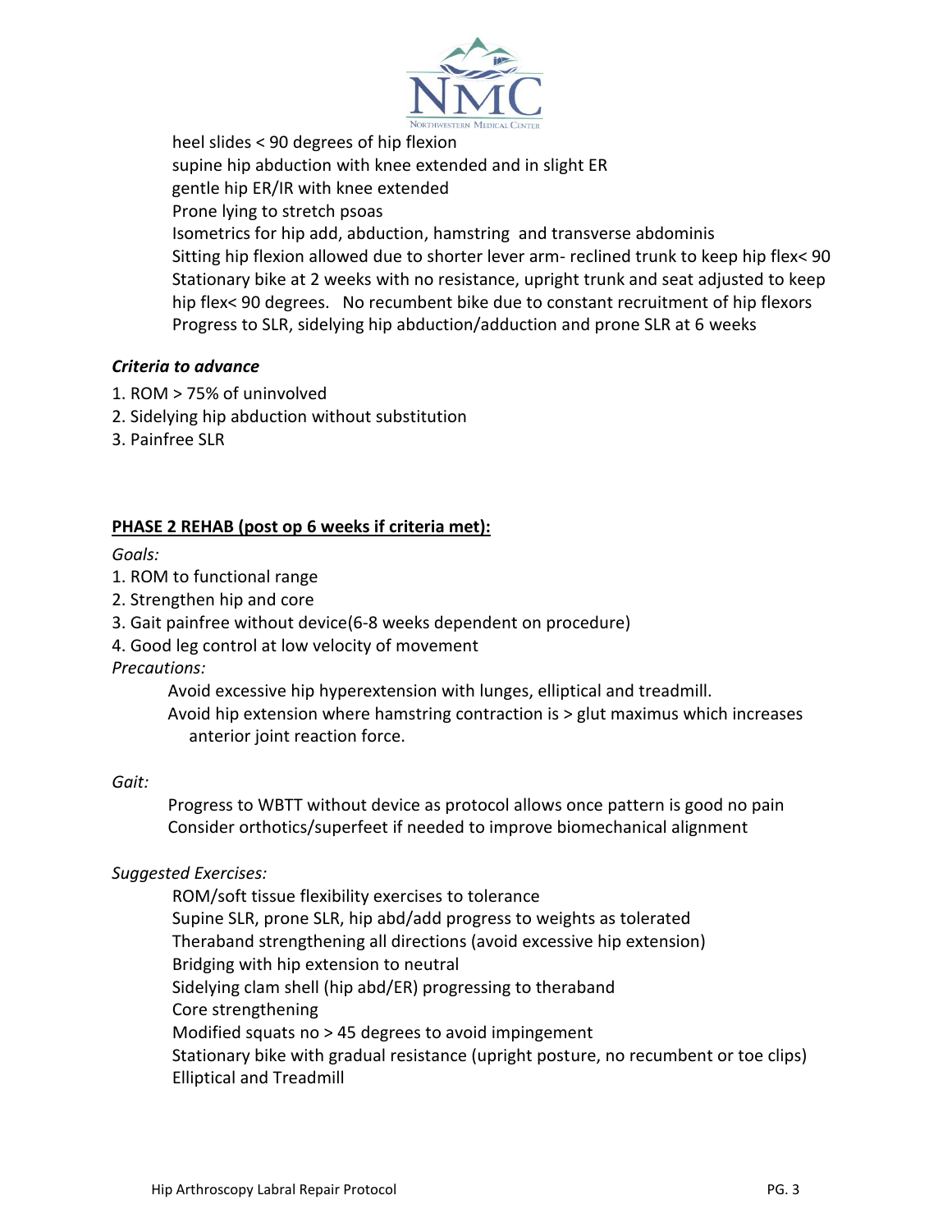heel slides < 90 degrees of hip flexion
supine hip abduction with knee extended and in slight ER
gentle hip ER/IR with knee extended
Prone lying to stretch psoas
Isometrics for hip add, abduction, hamstring and transverse abdominis
Sitting hip flexion allowed due to shorter lever arm- reclined trunk to keep hip flex< 90
Stationary bike at 2 weeks with no resistance, upright trunk and seat adjusted to keep hip flex< 90 degrees. No recumbent bike due to constant recruitment of hip flexors
Progress to SLR, sidelying hip abduction/adduction and prone SLR at 6 weeks

***Criteria to advance***

1. ROM > 75% of uninvolved
2. Sidelying hip abduction without substitution
3. Painfree SLR

**PHASE 2 REHAB (post op 6 weeks if criteria met):**

*Goals:*

1. ROM to functional range
2. Strengthen hip and core
3. Gait painfree without device(6-8 weeks dependent on procedure)
4. Good leg control at low velocity of movement

*Precautions:*

Avoid excessive hip hyperextension with lunges, elliptical and treadmill.
Avoid hip extension where hamstring contraction is > glut maximus which increases anterior joint reaction force.

*Gait:*

Progress to WBTT without device as protocol allows once pattern is good no pain
Consider orthotics/superfeet if needed to improve biomechanical alignment

*Suggested Exercises:*

ROM/soft tissue flexibility exercises to tolerance
Supine SLR, prone SLR, hip abd/add progress to weights as tolerated
Theraband strengthening all directions (avoid excessive hip extension)
Bridging with hip extension to neutral
Sidelying clam shell (hip abd/ER) progressing to theraband
Core strengthening
Modified squats no > 45 degrees to avoid impingement
Stationary bike with gradual resistance (upright posture, no recumbent or toe clips)
Elliptical and Treadmill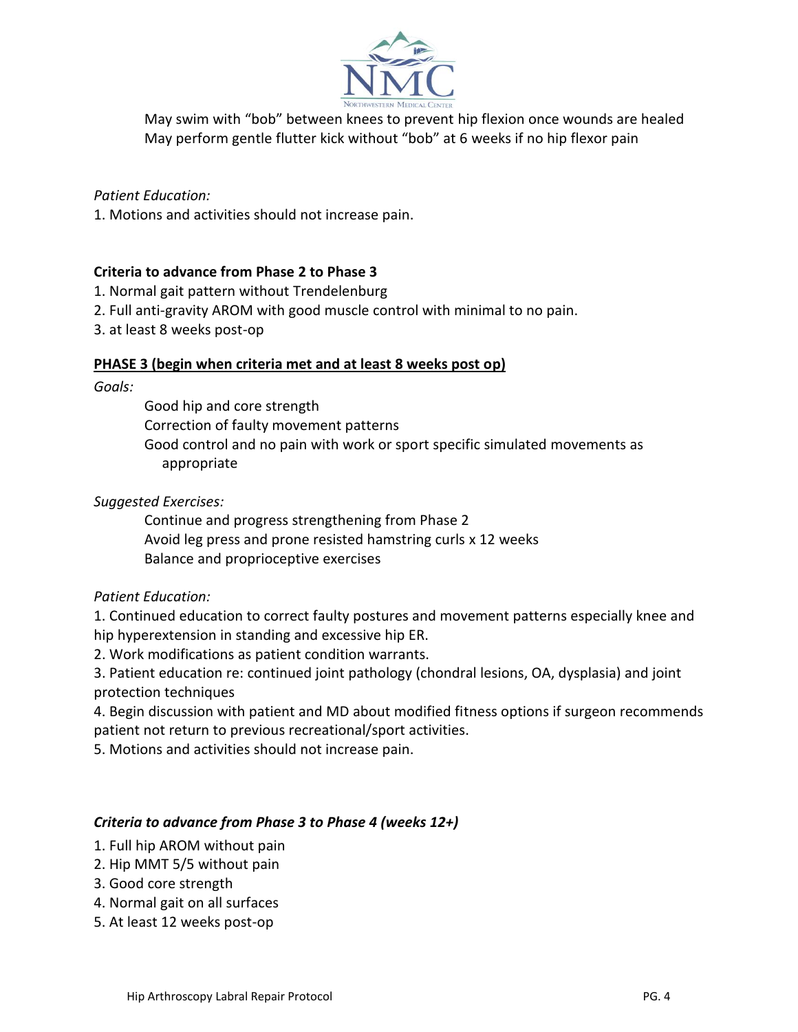May swim with "bob" between knees to prevent hip flexion once wounds are healed
May perform gentle flutter kick without "bob" at 6 weeks if no hip flexor pain

*Patient Education:*

1. Motions and activities should not increase pain.

**Criteria to advance from Phase 2 to Phase 3**

1. Normal gait pattern without Trendelenburg
2. Full anti-gravity AROM with good muscle control with minimal to no pain.
3. at least 8 weeks post-op

## PHASE 3 (begin when criteria met and at least 8 weeks post op)

*Goals:*

Good hip and core strength
Correction of faulty movement patterns
Good control and no pain with work or sport specific simulated movements as appropriate

*Suggested Exercises:*

Continue and progress strengthening from Phase 2
Avoid leg press and prone resisted hamstring curls x 12 weeks
Balance and proprioceptive exercises

*Patient Education:*

1. Continued education to correct faulty postures and movement patterns especially knee and hip hyperextension in standing and excessive hip ER.
2. Work modifications as patient condition warrants.
3. Patient education re: continued joint pathology (chondral lesions, OA, dysplasia) and joint protection techniques
4. Begin discussion with patient and MD about modified fitness options if surgeon recommends patient not return to previous recreational/sport activities.
5. Motions and activities should not increase pain.

***Criteria to advance from Phase 3 to Phase 4 (weeks 12+)***

1. Full hip AROM without pain
2. Hip MMT 5/5 without pain
3. Good core strength
4. Normal gait on all surfaces
5. At least 12 weeks post-op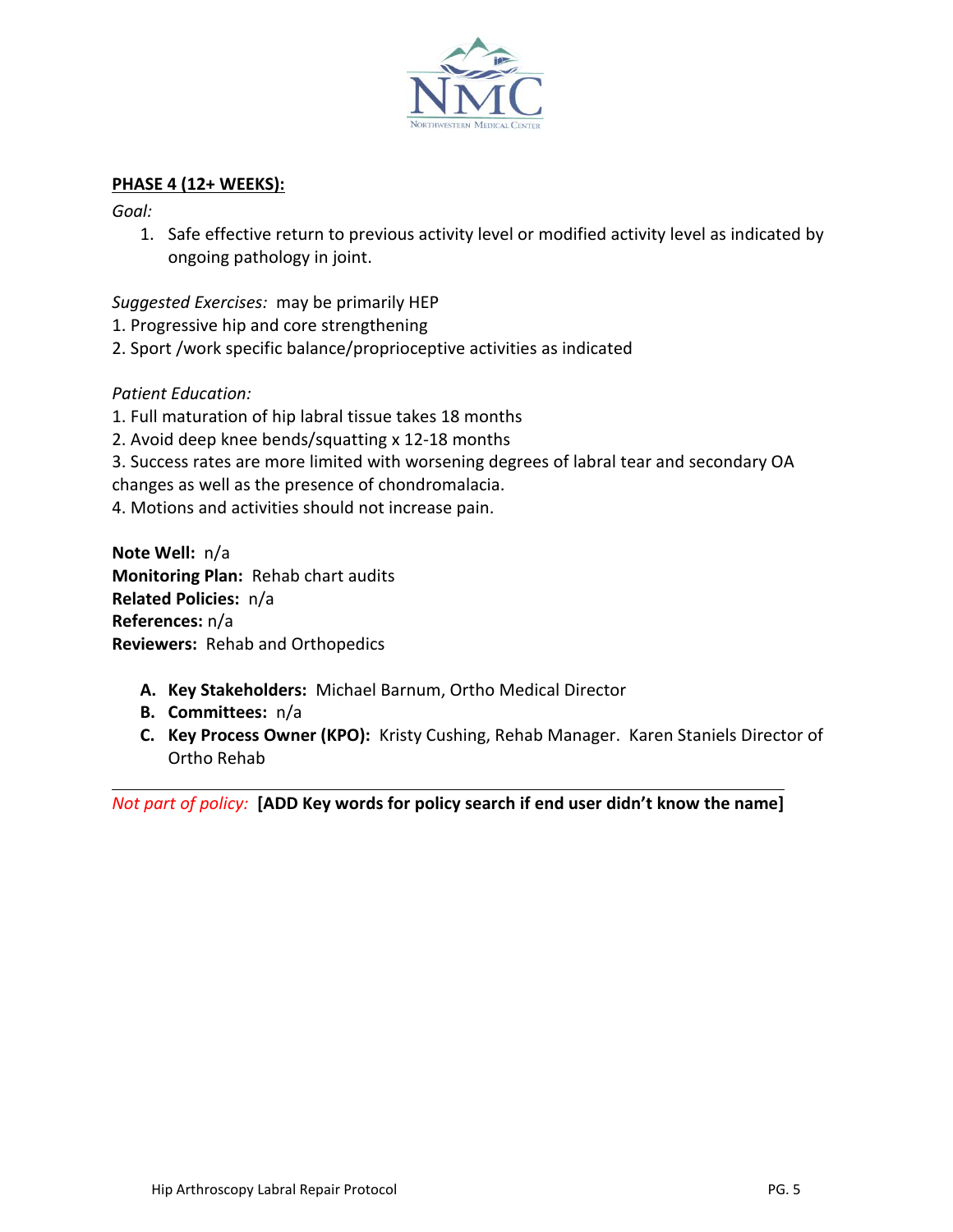## PHASE 4 (12+ WEEKS):

*Goal:*

1. Safe effective return to previous activity level or modified activity level as indicated by ongoing pathology in joint.

*Suggested Exercises:* may be primarily HEP

1. Progressive hip and core strengthening
2. Sport /work specific balance/proprioceptive activities as indicated

*Patient Education:*

1. Full maturation of hip labral tissue takes 18 months
2. Avoid deep knee bends/squatting x 12-18 months
3. Success rates are more limited with worsening degrees of labral tear and secondary OA changes as well as the presence of chondromalacia.
4. Motions and activities should not increase pain.

**Note Well:** n/a
**Monitoring Plan:** Rehab chart audits
**Related Policies:** n/a
**References:** n/a
**Reviewers:** Rehab and Orthopedics

A. **Key Stakeholders:** Michael Barnum, Ortho Medical Director
B. **Committees:** n/a
C. **Key Process Owner (KPO):** Kristy Cushing, Rehab Manager. Karen Staniels Director of Ortho Rehab

---

*Not part of policy:* **[ADD Key words for policy search if end user didn't know the name]**